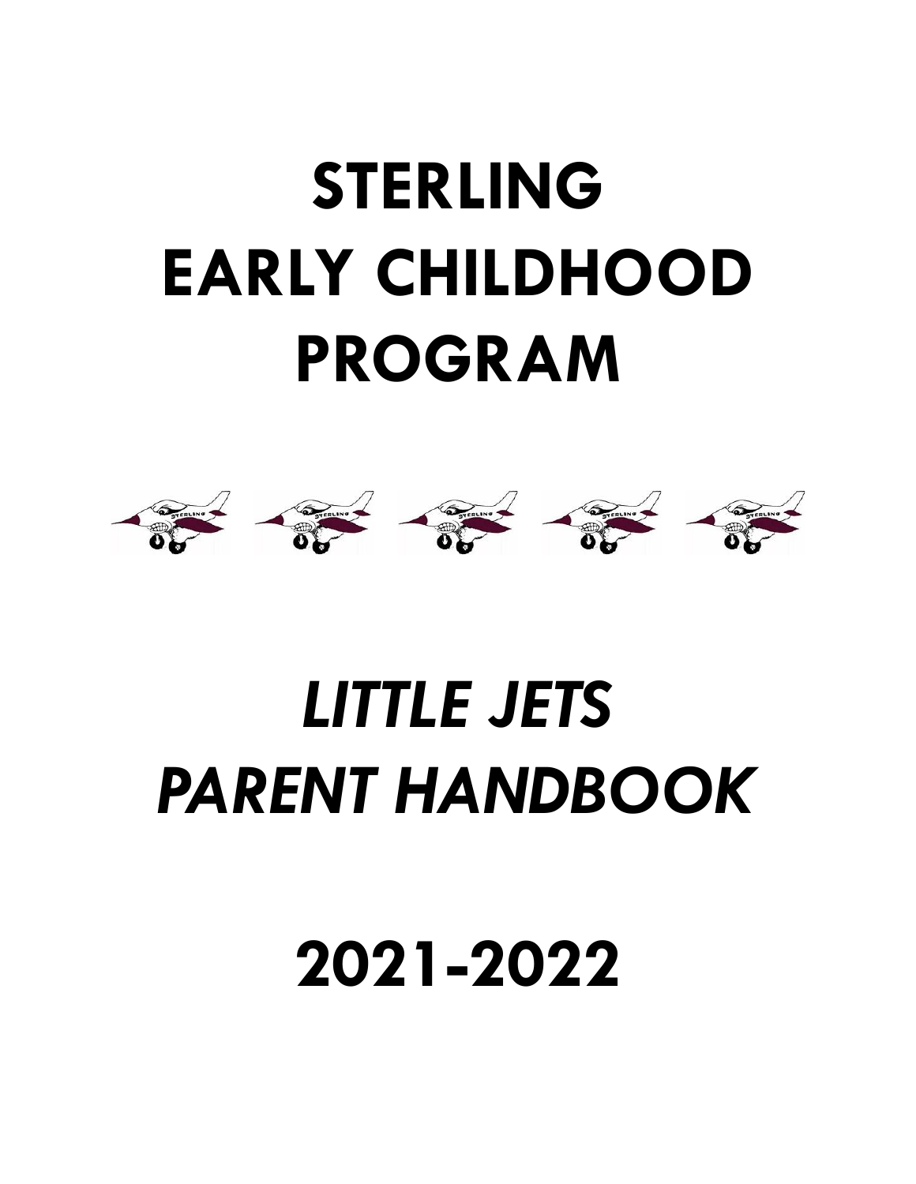# STERLING EARLY CHILDHOOD PROGRAM

# *LITTLE JETS PARENT HANDBOOK*

# 2021-2022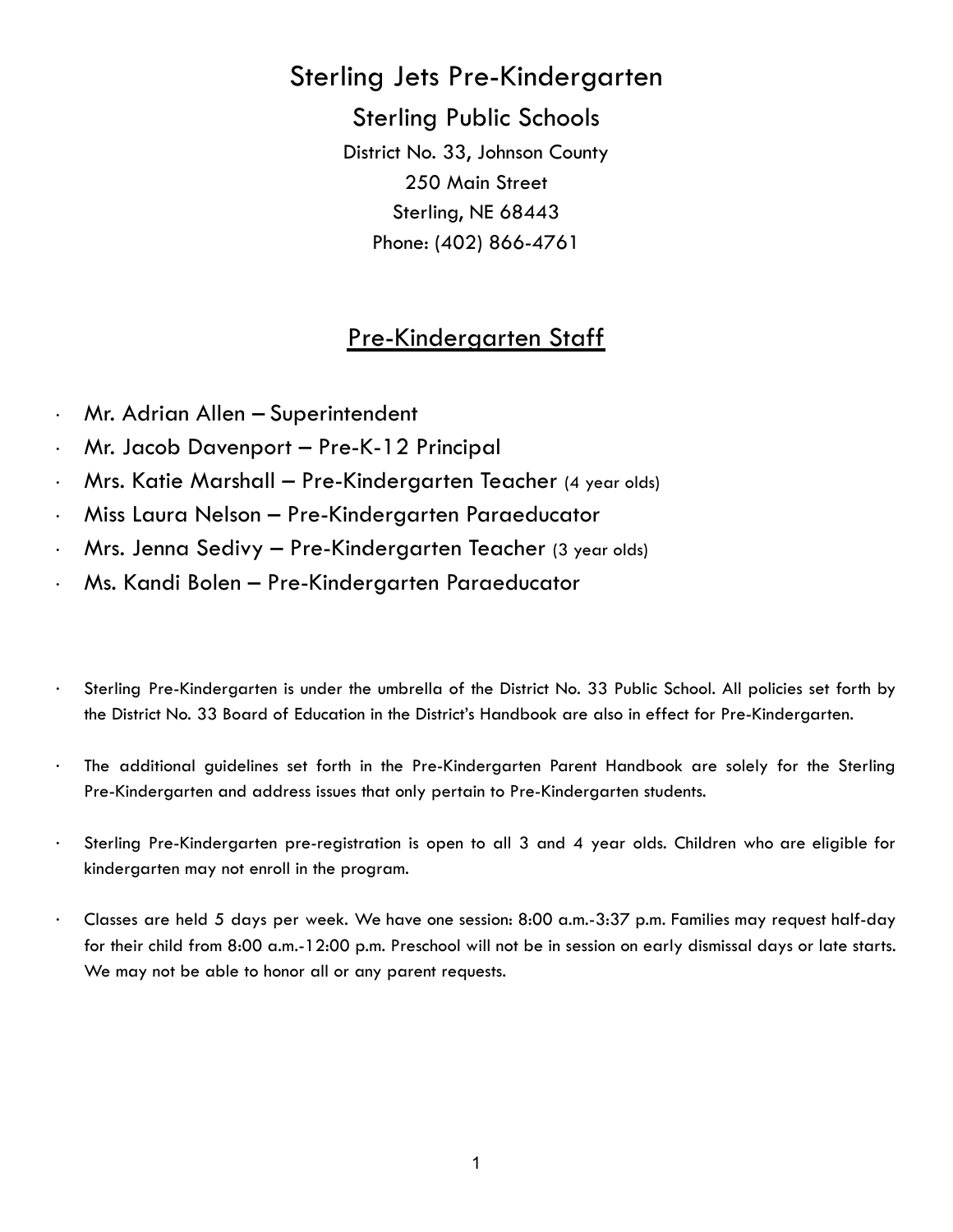# Sterling Jets Pre-Kindergarten

## Sterling Public Schools

District No. 33, Johnson County
250 Main Street
Sterling, NE 68443
Phone: (402) 866-4761

## Pre-Kindergarten Staff

- Mr. Adrian Allen – Superintendent
- Mr. Jacob Davenport – Pre-K-12 Principal
- Mrs. Katie Marshall – Pre-Kindergarten Teacher (4 year olds)
- Miss Laura Nelson – Pre-Kindergarten Paraeducator
- Mrs. Jenna Sedivy – Pre-Kindergarten Teacher (3 year olds)
- Ms. Kandi Bolen – Pre-Kindergarten Paraeducator

- Sterling Pre-Kindergarten is under the umbrella of the District No. 33 Public School. All policies set forth by the District No. 33 Board of Education in the District's Handbook are also in effect for Pre-Kindergarten.

- The additional guidelines set forth in the Pre-Kindergarten Parent Handbook are solely for the Sterling Pre-Kindergarten and address issues that only pertain to Pre-Kindergarten students.

- Sterling Pre-Kindergarten pre-registration is open to all 3 and 4 year olds. Children who are eligible for kindergarten may not enroll in the program.

- Classes are held 5 days per week. We have one session: 8:00 a.m.-3:37 p.m. Families may request half-day for their child from 8:00 a.m.-12:00 p.m. Preschool will not be in session on early dismissal days or late starts. We may not be able to honor all or any parent requests.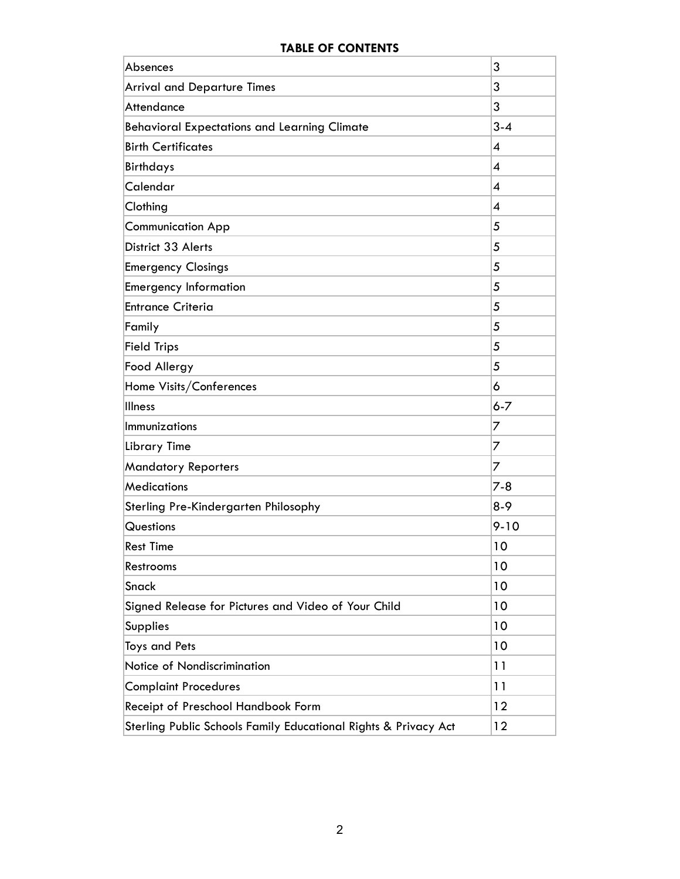**TABLE OF CONTENTS**

| | |
|---|---|
| Absences | 3 |
| Arrival and Departure Times | 3 |
| Attendance | 3 |
| Behavioral Expectations and Learning Climate | 3-4 |
| Birth Certificates | 4 |
| Birthdays | 4 |
| Calendar | 4 |
| Clothing | 4 |
| Communication App | 5 |
| District 33 Alerts | 5 |
| Emergency Closings | 5 |
| Emergency Information | 5 |
| Entrance Criteria | 5 |
| Family | 5 |
| Field Trips | 5 |
| Food Allergy | 5 |
| Home Visits/Conferences | 6 |
| Illness | 6-7 |
| Immunizations | 7 |
| Library Time | 7 |
| Mandatory Reporters | 7 |
| Medications | 7-8 |
| Sterling Pre-Kindergarten Philosophy | 8-9 |
| Questions | 9-10 |
| Rest Time | 10 |
| Restrooms | 10 |
| Snack | 10 |
| Signed Release for Pictures and Video of Your Child | 10 |
| Supplies | 10 |
| Toys and Pets | 10 |
| Notice of Nondiscrimination | 11 |
| Complaint Procedures | 11 |
| Receipt of Preschool Handbook Form | 12 |
| Sterling Public Schools Family Educational Rights & Privacy Act | 12 |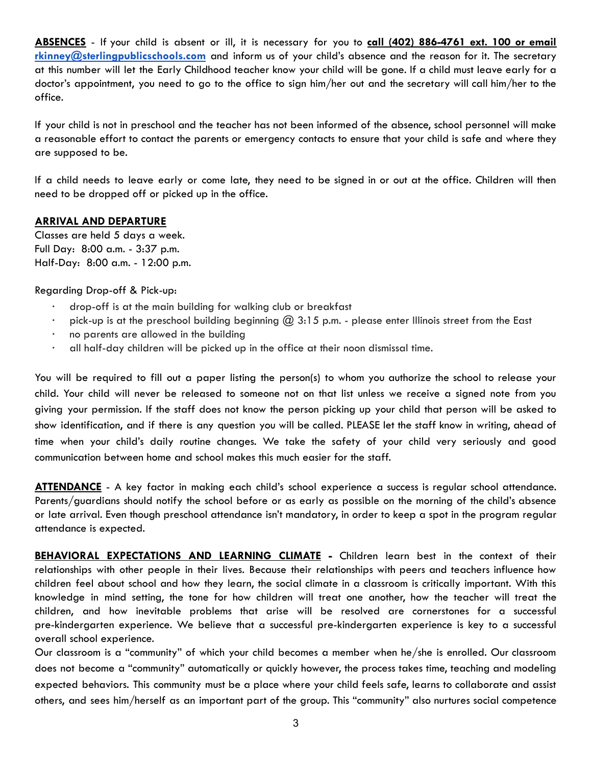**ABSENCES** - If your child is absent or ill, it is necessary for you to **call (402) 886-4761 ext. 100 or email rkinney@sterlingpublicschools.com** and inform us of your child's absence and the reason for it. The secretary at this number will let the Early Childhood teacher know your child will be gone. If a child must leave early for a doctor's appointment, you need to go to the office to sign him/her out and the secretary will call him/her to the office.

If your child is not in preschool and the teacher has not been informed of the absence, school personnel will make a reasonable effort to contact the parents or emergency contacts to ensure that your child is safe and where they are supposed to be.

If a child needs to leave early or come late, they need to be signed in or out at the office. Children will then need to be dropped off or picked up in the office.

**ARRIVAL AND DEPARTURE**

Classes are held 5 days a week.
Full Day: 8:00 a.m. - 3:37 p.m.
Half-Day: 8:00 a.m. - 12:00 p.m.

Regarding Drop-off & Pick-up:

- drop-off is at the main building for walking club or breakfast
- pick-up is at the preschool building beginning @ 3:15 p.m. - please enter Illinois street from the East
- no parents are allowed in the building
- all half-day children will be picked up in the office at their noon dismissal time.

You will be required to fill out a paper listing the person(s) to whom you authorize the school to release your child. Your child will never be released to someone not on that list unless we receive a signed note from you giving your permission. If the staff does not know the person picking up your child that person will be asked to show identification, and if there is any question you will be called. PLEASE let the staff know in writing, ahead of time when your child's daily routine changes. We take the safety of your child very seriously and good communication between home and school makes this much easier for the staff.

**ATTENDANCE** - A key factor in making each child's school experience a success is regular school attendance. Parents/guardians should notify the school before or as early as possible on the morning of the child's absence or late arrival. Even though preschool attendance isn't mandatory, in order to keep a spot in the program regular attendance is expected.

**BEHAVIORAL EXPECTATIONS AND LEARNING CLIMATE -** Children learn best in the context of their relationships with other people in their lives. Because their relationships with peers and teachers influence how children feel about school and how they learn, the social climate in a classroom is critically important. With this knowledge in mind setting, the tone for how children will treat one another, how the teacher will treat the children, and how inevitable problems that arise will be resolved are cornerstones for a successful pre-kindergarten experience. We believe that a successful pre-kindergarten experience is key to a successful overall school experience.

Our classroom is a "community" of which your child becomes a member when he/she is enrolled. Our classroom does not become a "community" automatically or quickly however, the process takes time, teaching and modeling expected behaviors. This community must be a place where your child feels safe, learns to collaborate and assist others, and sees him/herself as an important part of the group. This "community" also nurtures social competence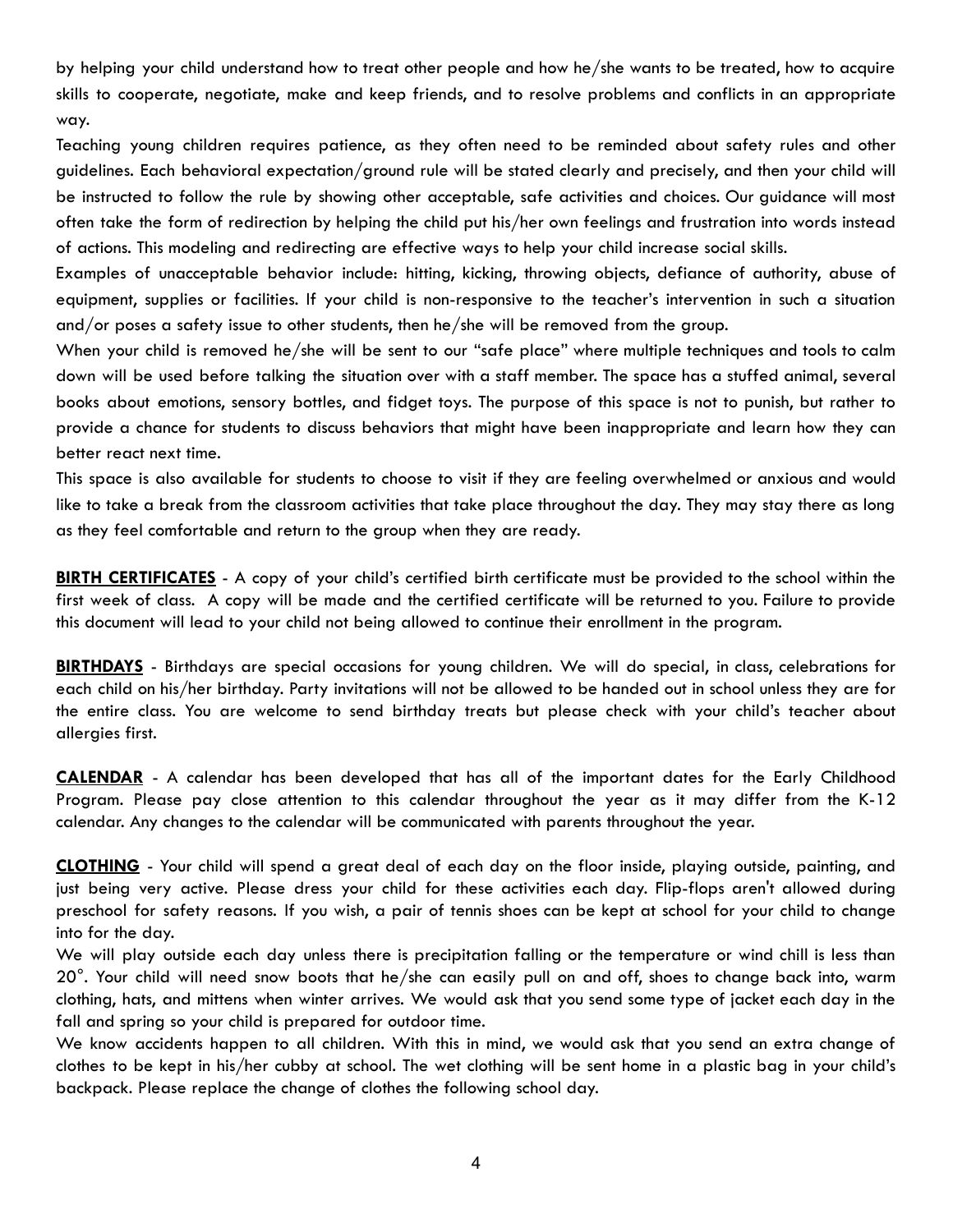by helping your child understand how to treat other people and how he/she wants to be treated, how to acquire skills to cooperate, negotiate, make and keep friends, and to resolve problems and conflicts in an appropriate way.

Teaching young children requires patience, as they often need to be reminded about safety rules and other guidelines. Each behavioral expectation/ground rule will be stated clearly and precisely, and then your child will be instructed to follow the rule by showing other acceptable, safe activities and choices. Our guidance will most often take the form of redirection by helping the child put his/her own feelings and frustration into words instead of actions. This modeling and redirecting are effective ways to help your child increase social skills.

Examples of unacceptable behavior include: hitting, kicking, throwing objects, defiance of authority, abuse of equipment, supplies or facilities. If your child is non-responsive to the teacher's intervention in such a situation and/or poses a safety issue to other students, then he/she will be removed from the group.

When your child is removed he/she will be sent to our "safe place" where multiple techniques and tools to calm down will be used before talking the situation over with a staff member. The space has a stuffed animal, several books about emotions, sensory bottles, and fidget toys. The purpose of this space is not to punish, but rather to provide a chance for students to discuss behaviors that might have been inappropriate and learn how they can better react next time.

This space is also available for students to choose to visit if they are feeling overwhelmed or anxious and would like to take a break from the classroom activities that take place throughout the day. They may stay there as long as they feel comfortable and return to the group when they are ready.

**BIRTH CERTIFICATES** - A copy of your child's certified birth certificate must be provided to the school within the first week of class. A copy will be made and the certified certificate will be returned to you. Failure to provide this document will lead to your child not being allowed to continue their enrollment in the program.

**BIRTHDAYS** - Birthdays are special occasions for young children. We will do special, in class, celebrations for each child on his/her birthday. Party invitations will not be allowed to be handed out in school unless they are for the entire class. You are welcome to send birthday treats but please check with your child's teacher about allergies first.

**CALENDAR** - A calendar has been developed that has all of the important dates for the Early Childhood Program. Please pay close attention to this calendar throughout the year as it may differ from the K-12 calendar. Any changes to the calendar will be communicated with parents throughout the year.

**CLOTHING** - Your child will spend a great deal of each day on the floor inside, playing outside, painting, and just being very active. Please dress your child for these activities each day. Flip-flops aren't allowed during preschool for safety reasons. If you wish, a pair of tennis shoes can be kept at school for your child to change into for the day.

We will play outside each day unless there is precipitation falling or the temperature or wind chill is less than 20°. Your child will need snow boots that he/she can easily pull on and off, shoes to change back into, warm clothing, hats, and mittens when winter arrives. We would ask that you send some type of jacket each day in the fall and spring so your child is prepared for outdoor time.

We know accidents happen to all children. With this in mind, we would ask that you send an extra change of clothes to be kept in his/her cubby at school. The wet clothing will be sent home in a plastic bag in your child's backpack. Please replace the change of clothes the following school day.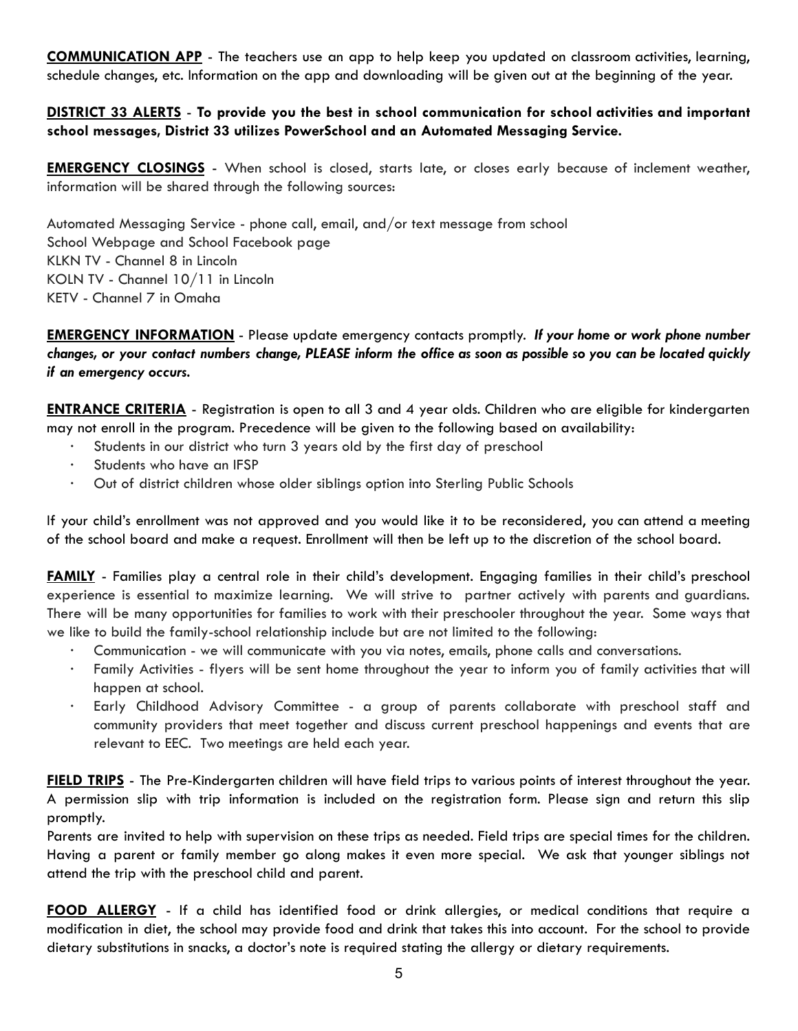**<u>COMMUNICATION APP</u>** - The teachers use an app to help keep you updated on classroom activities, learning, schedule changes, etc. Information on the app and downloading will be given out at the beginning of the year.

**<u>DISTRICT 33 ALERTS</u> - To provide you the best in school communication for school activities and important school messages, District 33 utilizes PowerSchool and an Automated Messaging Service.**

**<u>EMERGENCY CLOSINGS</u>** - When school is closed, starts late, or closes early because of inclement weather, information will be shared through the following sources:

Automated Messaging Service - phone call, email, and/or text message from school
School Webpage and School Facebook page
KLKN TV - Channel 8 in Lincoln
KOLN TV - Channel 10/11 in Lincoln
KETV - Channel 7 in Omaha

**<u>EMERGENCY INFORMATION</u>** - Please update emergency contacts promptly. ***If your home or work phone number changes, or your contact numbers change, PLEASE inform the office as soon as possible so you can be located quickly if an emergency occurs.***

**<u>ENTRANCE CRITERIA</u>** - Registration is open to all 3 and 4 year olds. Children who are eligible for kindergarten may not enroll in the program. Precedence will be given to the following based on availability:

- Students in our district who turn 3 years old by the first day of preschool
- Students who have an IFSP
- Out of district children whose older siblings option into Sterling Public Schools

If your child's enrollment was not approved and you would like it to be reconsidered, you can attend a meeting of the school board and make a request. Enrollment will then be left up to the discretion of the school board.

**<u>FAMILY</u>** - Families play a central role in their child's development. Engaging families in their child's preschool experience is essential to maximize learning. We will strive to partner actively with parents and guardians. There will be many opportunities for families to work with their preschooler throughout the year. Some ways that we like to build the family-school relationship include but are not limited to the following:

- Communication - we will communicate with you via notes, emails, phone calls and conversations.
- Family Activities - flyers will be sent home throughout the year to inform you of family activities that will happen at school.
- Early Childhood Advisory Committee - a group of parents collaborate with preschool staff and community providers that meet together and discuss current preschool happenings and events that are relevant to EEC. Two meetings are held each year.

**<u>FIELD TRIPS</u>** - The Pre-Kindergarten children will have field trips to various points of interest throughout the year. A permission slip with trip information is included on the registration form. Please sign and return this slip promptly.

Parents are invited to help with supervision on these trips as needed. Field trips are special times for the children. Having a parent or family member go along makes it even more special. We ask that younger siblings not attend the trip with the preschool child and parent.

**<u>FOOD ALLERGY</u>** - If a child has identified food or drink allergies, or medical conditions that require a modification in diet, the school may provide food and drink that takes this into account. For the school to provide dietary substitutions in snacks, a doctor's note is required stating the allergy or dietary requirements.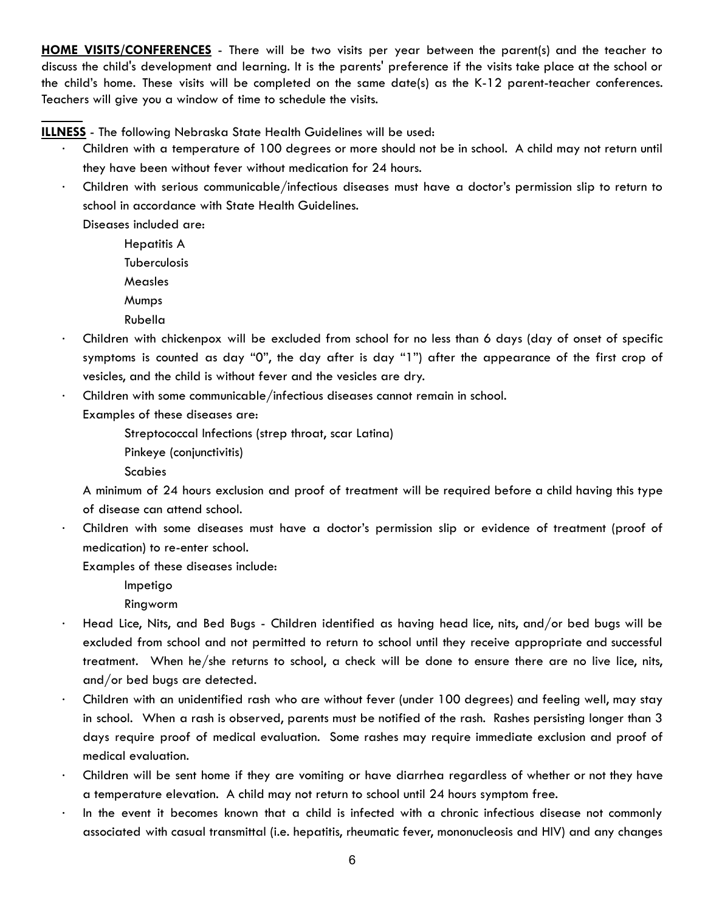**HOME VISITS/CONFERENCES** - There will be two visits per year between the parent(s) and the teacher to discuss the child's development and learning. It is the parents' preference if the visits take place at the school or the child's home. These visits will be completed on the same date(s) as the K-12 parent-teacher conferences. Teachers will give you a window of time to schedule the visits.

**ILLNESS** - The following Nebraska State Health Guidelines will be used:

- Children with a temperature of 100 degrees or more should not be in school. A child may not return until they have been without fever without medication for 24 hours.
- Children with serious communicable/infectious diseases must have a doctor's permission slip to return to school in accordance with State Health Guidelines.

  Diseases included are:

  - Hepatitis A
  - Tuberculosis
  - Measles
  - Mumps
  - Rubella
- Children with chickenpox will be excluded from school for no less than 6 days (day of onset of specific symptoms is counted as day "0", the day after is day "1") after the appearance of the first crop of vesicles, and the child is without fever and the vesicles are dry.
- Children with some communicable/infectious diseases cannot remain in school.

  Examples of these diseases are:

  - Streptococcal Infections (strep throat, scar Latina)
  - Pinkeye (conjunctivitis)
  - Scabies

  A minimum of 24 hours exclusion and proof of treatment will be required before a child having this type of disease can attend school.
- Children with some diseases must have a doctor's permission slip or evidence of treatment (proof of medication) to re-enter school.

  Examples of these diseases include:

  - Impetigo
  - Ringworm
- Head Lice, Nits, and Bed Bugs - Children identified as having head lice, nits, and/or bed bugs will be excluded from school and not permitted to return to school until they receive appropriate and successful treatment. When he/she returns to school, a check will be done to ensure there are no live lice, nits, and/or bed bugs are detected.
- Children with an unidentified rash who are without fever (under 100 degrees) and feeling well, may stay in school. When a rash is observed, parents must be notified of the rash. Rashes persisting longer than 3 days require proof of medical evaluation. Some rashes may require immediate exclusion and proof of medical evaluation.
- Children will be sent home if they are vomiting or have diarrhea regardless of whether or not they have a temperature elevation. A child may not return to school until 24 hours symptom free.
- In the event it becomes known that a child is infected with a chronic infectious disease not commonly associated with casual transmittal (i.e. hepatitis, rheumatic fever, mononucleosis and HIV) and any changes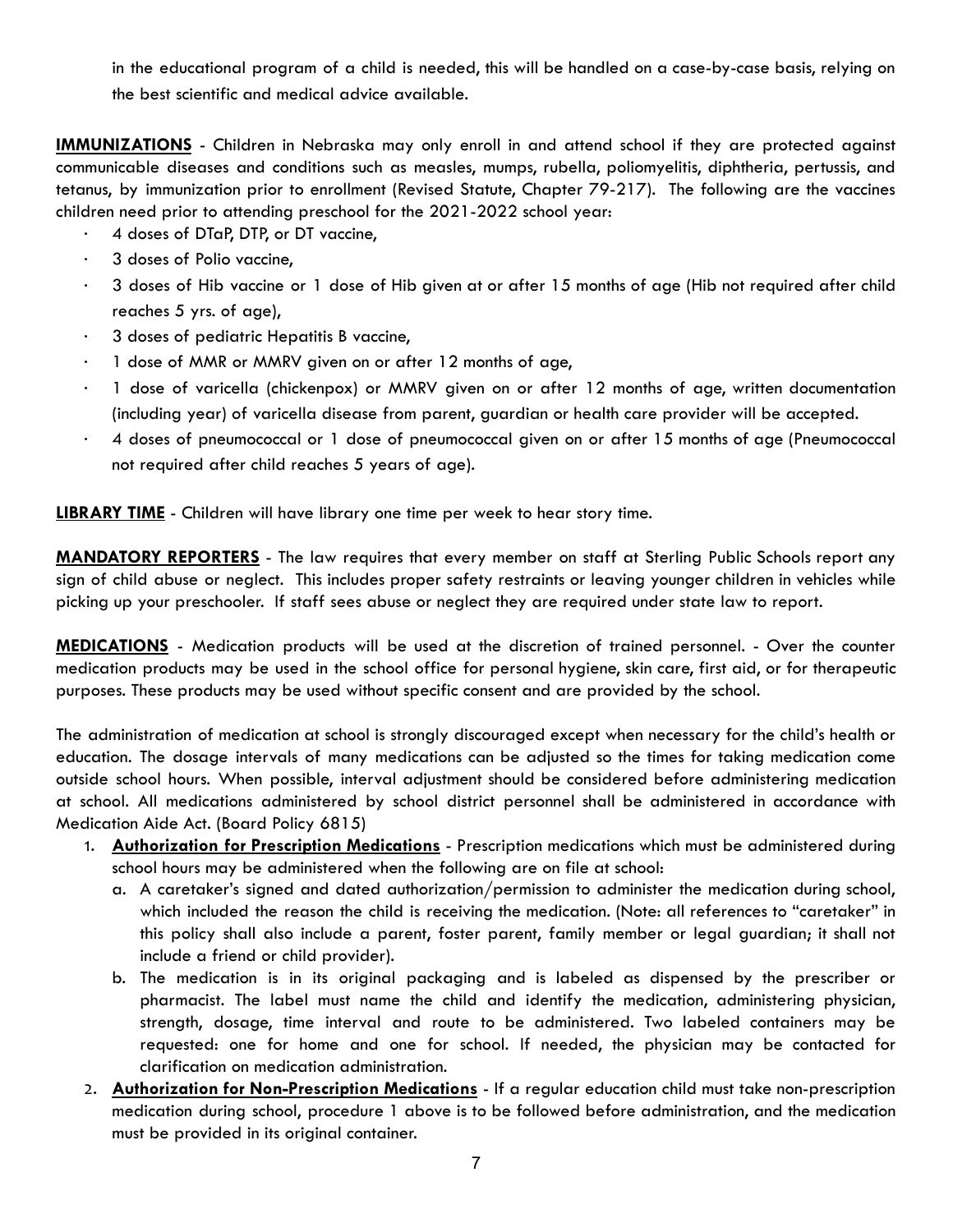in the educational program of a child is needed, this will be handled on a case-by-case basis, relying on the best scientific and medical advice available.

**IMMUNIZATIONS** - Children in Nebraska may only enroll in and attend school if they are protected against communicable diseases and conditions such as measles, mumps, rubella, poliomyelitis, diphtheria, pertussis, and tetanus, by immunization prior to enrollment (Revised Statute, Chapter 79-217). The following are the vaccines children need prior to attending preschool for the 2021-2022 school year:

- 4 doses of DTaP, DTP, or DT vaccine,
- 3 doses of Polio vaccine,
- 3 doses of Hib vaccine or 1 dose of Hib given at or after 15 months of age (Hib not required after child reaches 5 yrs. of age),
- 3 doses of pediatric Hepatitis B vaccine,
- 1 dose of MMR or MMRV given on or after 12 months of age,
- 1 dose of varicella (chickenpox) or MMRV given on or after 12 months of age, written documentation (including year) of varicella disease from parent, guardian or health care provider will be accepted.
- 4 doses of pneumococcal or 1 dose of pneumococcal given on or after 15 months of age (Pneumococcal not required after child reaches 5 years of age).

**LIBRARY TIME** - Children will have library one time per week to hear story time.

**MANDATORY REPORTERS** - The law requires that every member on staff at Sterling Public Schools report any sign of child abuse or neglect. This includes proper safety restraints or leaving younger children in vehicles while picking up your preschooler. If staff sees abuse or neglect they are required under state law to report.

**MEDICATIONS** - Medication products will be used at the discretion of trained personnel. - Over the counter medication products may be used in the school office for personal hygiene, skin care, first aid, or for therapeutic purposes. These products may be used without specific consent and are provided by the school.

The administration of medication at school is strongly discouraged except when necessary for the child's health or education. The dosage intervals of many medications can be adjusted so the times for taking medication come outside school hours. When possible, interval adjustment should be considered before administering medication at school. All medications administered by school district personnel shall be administered in accordance with Medication Aide Act. (Board Policy 6815)

1. **Authorization for Prescription Medications** - Prescription medications which must be administered during school hours may be administered when the following are on file at school:
   a. A caretaker's signed and dated authorization/permission to administer the medication during school, which included the reason the child is receiving the medication. (Note: all references to "caretaker" in this policy shall also include a parent, foster parent, family member or legal guardian; it shall not include a friend or child provider).
   b. The medication is in its original packaging and is labeled as dispensed by the prescriber or pharmacist. The label must name the child and identify the medication, administering physician, strength, dosage, time interval and route to be administered. Two labeled containers may be requested: one for home and one for school. If needed, the physician may be contacted for clarification on medication administration.
2. **Authorization for Non-Prescription Medications** - If a regular education child must take non-prescription medication during school, procedure 1 above is to be followed before administration, and the medication must be provided in its original container.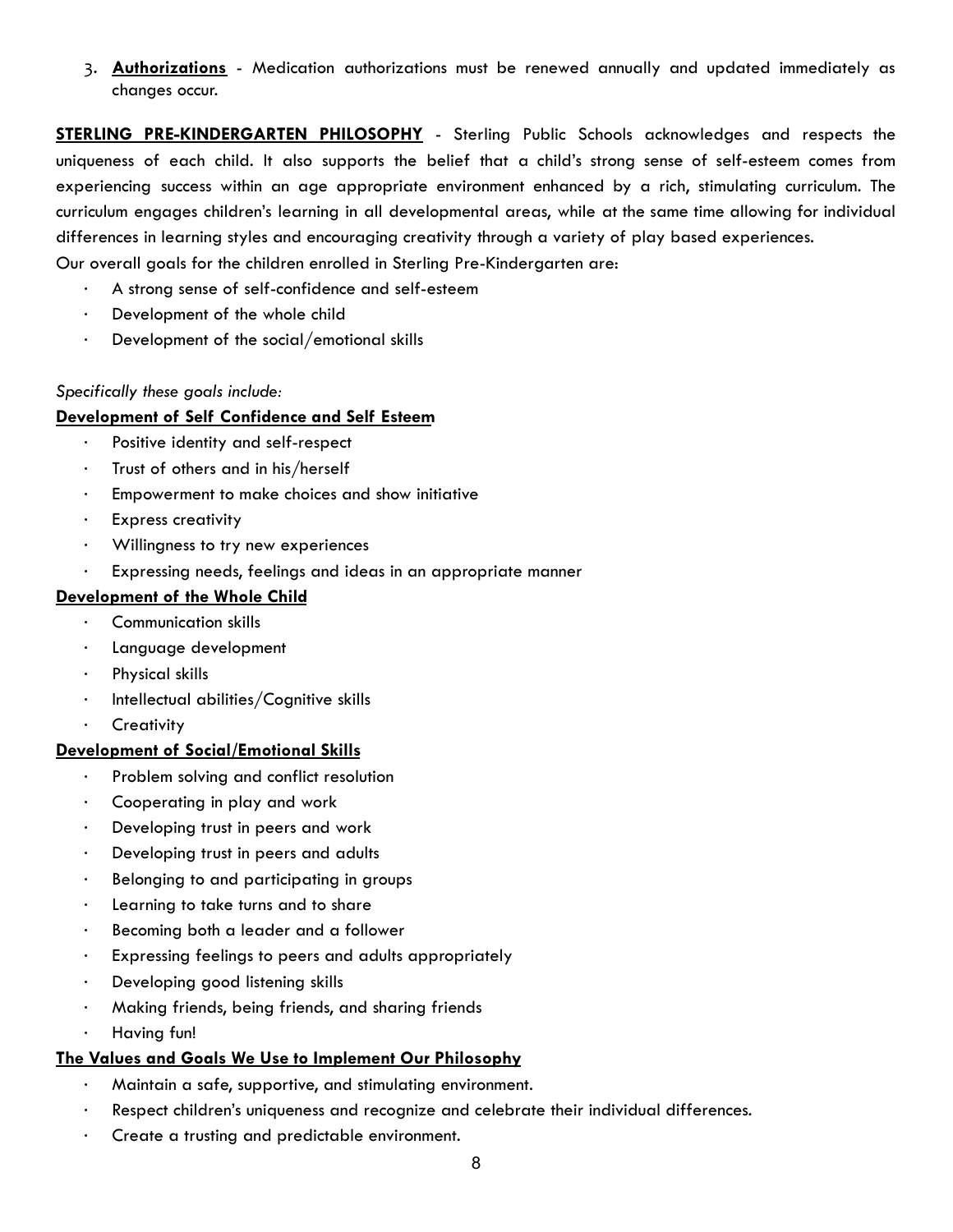3. **Authorizations** - Medication authorizations must be renewed annually and updated immediately as changes occur.

**STERLING PRE-KINDERGARTEN PHILOSOPHY** - Sterling Public Schools acknowledges and respects the uniqueness of each child. It also supports the belief that a child's strong sense of self-esteem comes from experiencing success within an age appropriate environment enhanced by a rich, stimulating curriculum. The curriculum engages children's learning in all developmental areas, while at the same time allowing for individual differences in learning styles and encouraging creativity through a variety of play based experiences.
Our overall goals for the children enrolled in Sterling Pre-Kindergarten are:

- A strong sense of self-confidence and self-esteem
- Development of the whole child
- Development of the social/emotional skills

*Specifically these goals include:*

**Development of Self Confidence and Self Esteem**

- Positive identity and self-respect
- Trust of others and in his/herself
- Empowerment to make choices and show initiative
- Express creativity
- Willingness to try new experiences
- Expressing needs, feelings and ideas in an appropriate manner

**Development of the Whole Child**

- Communication skills
- Language development
- Physical skills
- Intellectual abilities/Cognitive skills
- Creativity

**Development of Social/Emotional Skills**

- Problem solving and conflict resolution
- Cooperating in play and work
- Developing trust in peers and work
- Developing trust in peers and adults
- Belonging to and participating in groups
- Learning to take turns and to share
- Becoming both a leader and a follower
- Expressing feelings to peers and adults appropriately
- Developing good listening skills
- Making friends, being friends, and sharing friends
- Having fun!

**The Values and Goals We Use to Implement Our Philosophy**

- Maintain a safe, supportive, and stimulating environment.
- Respect children's uniqueness and recognize and celebrate their individual differences.
- Create a trusting and predictable environment.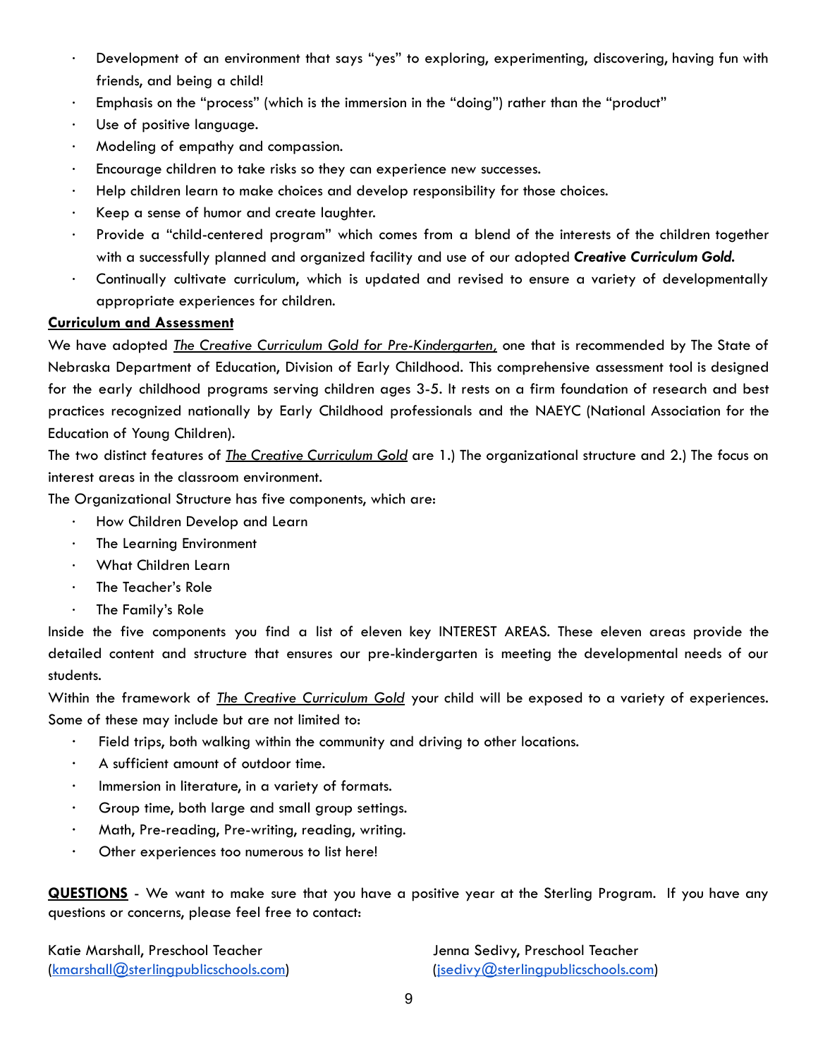- Development of an environment that says "yes" to exploring, experimenting, discovering, having fun with friends, and being a child!
- Emphasis on the "process" (which is the immersion in the "doing") rather than the "product"
- Use of positive language.
- Modeling of empathy and compassion.
- Encourage children to take risks so they can experience new successes.
- Help children learn to make choices and develop responsibility for those choices.
- Keep a sense of humor and create laughter.
- Provide a "child-centered program" which comes from a blend of the interests of the children together with a successfully planned and organized facility and use of our adopted ***Creative Curriculum Gold.***
- Continually cultivate curriculum, which is updated and revised to ensure a variety of developmentally appropriate experiences for children.

**Curriculum and Assessment**

We have adopted *The Creative Curriculum Gold for Pre-Kindergarten,* one that is recommended by The State of Nebraska Department of Education, Division of Early Childhood. This comprehensive assessment tool is designed for the early childhood programs serving children ages 3-5. It rests on a firm foundation of research and best practices recognized nationally by Early Childhood professionals and the NAEYC (National Association for the Education of Young Children).

The two distinct features of *The Creative Curriculum Gold* are 1.) The organizational structure and 2.) The focus on interest areas in the classroom environment.

The Organizational Structure has five components, which are:

- How Children Develop and Learn
- The Learning Environment
- What Children Learn
- The Teacher's Role
- The Family's Role

Inside the five components you find a list of eleven key INTEREST AREAS. These eleven areas provide the detailed content and structure that ensures our pre-kindergarten is meeting the developmental needs of our students.

Within the framework of *The Creative Curriculum Gold* your child will be exposed to a variety of experiences. Some of these may include but are not limited to:

- Field trips, both walking within the community and driving to other locations.
- A sufficient amount of outdoor time.
- Immersion in literature, in a variety of formats.
- Group time, both large and small group settings.
- Math, Pre-reading, Pre-writing, reading, writing.
- Other experiences too numerous to list here!

**QUESTIONS** - We want to make sure that you have a positive year at the Sterling Program. If you have any questions or concerns, please feel free to contact:

Katie Marshall, Preschool Teacher
(kmarshall@sterlingpublicschools.com)

Jenna Sedivy, Preschool Teacher
(jsedivy@sterlingpublicschools.com)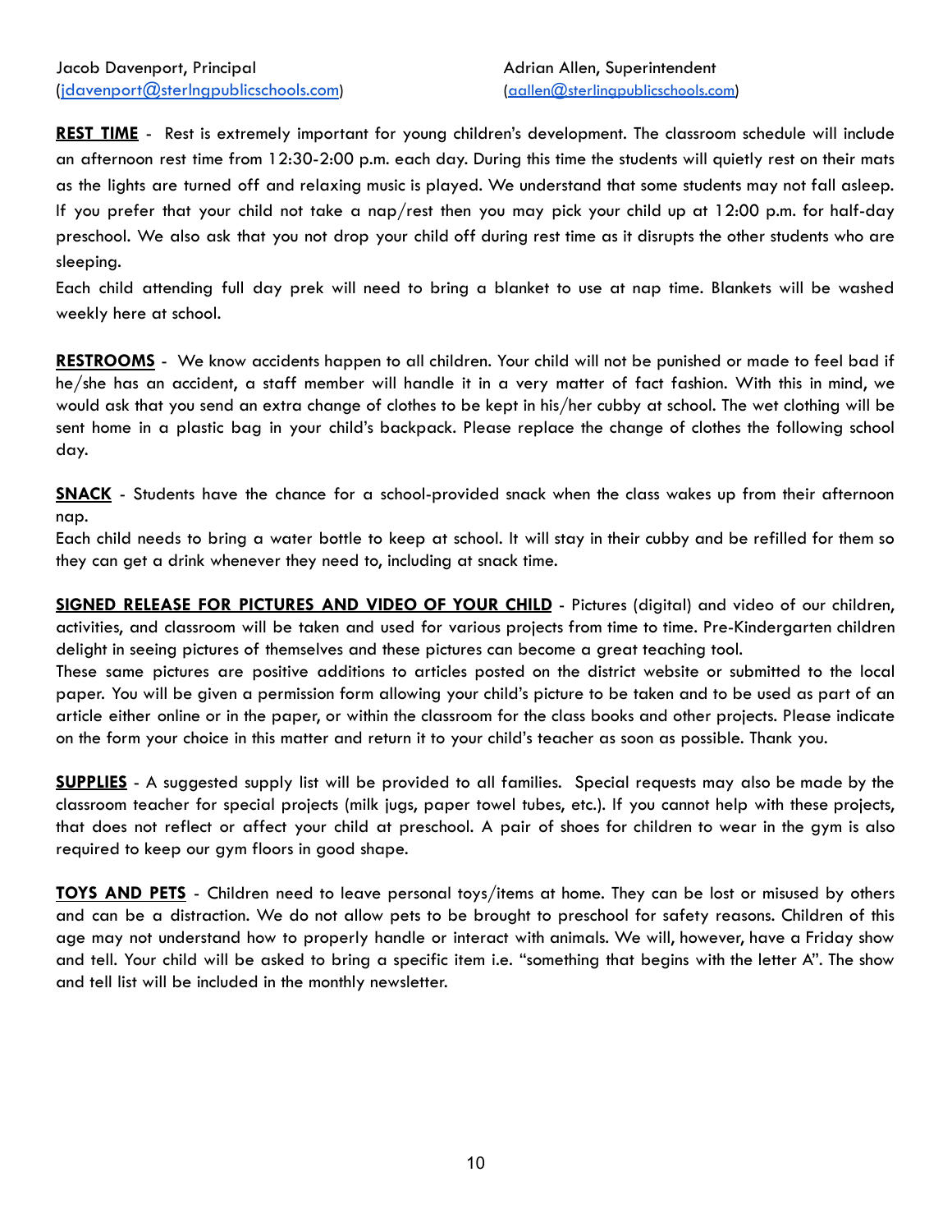Jacob Davenport, Principal
(jdavenport@sterlngpublicschools.com)

Adrian Allen, Superintendent
(aallen@sterlingpublicschools.com)

**REST TIME** - Rest is extremely important for young children's development. The classroom schedule will include an afternoon rest time from 12:30-2:00 p.m. each day. During this time the students will quietly rest on their mats as the lights are turned off and relaxing music is played. We understand that some students may not fall asleep. If you prefer that your child not take a nap/rest then you may pick your child up at 12:00 p.m. for half-day preschool. We also ask that you not drop your child off during rest time as it disrupts the other students who are sleeping.

Each child attending full day prek will need to bring a blanket to use at nap time. Blankets will be washed weekly here at school.

**RESTROOMS** - We know accidents happen to all children. Your child will not be punished or made to feel bad if he/she has an accident, a staff member will handle it in a very matter of fact fashion. With this in mind, we would ask that you send an extra change of clothes to be kept in his/her cubby at school. The wet clothing will be sent home in a plastic bag in your child's backpack. Please replace the change of clothes the following school day.

**SNACK** - Students have the chance for a school-provided snack when the class wakes up from their afternoon nap.

Each child needs to bring a water bottle to keep at school. It will stay in their cubby and be refilled for them so they can get a drink whenever they need to, including at snack time.

**SIGNED RELEASE FOR PICTURES AND VIDEO OF YOUR CHILD** - Pictures (digital) and video of our children, activities, and classroom will be taken and used for various projects from time to time. Pre-Kindergarten children delight in seeing pictures of themselves and these pictures can become a great teaching tool.

These same pictures are positive additions to articles posted on the district website or submitted to the local paper. You will be given a permission form allowing your child's picture to be taken and to be used as part of an article either online or in the paper, or within the classroom for the class books and other projects. Please indicate on the form your choice in this matter and return it to your child's teacher as soon as possible. Thank you.

**SUPPLIES** - A suggested supply list will be provided to all families. Special requests may also be made by the classroom teacher for special projects (milk jugs, paper towel tubes, etc.). If you cannot help with these projects, that does not reflect or affect your child at preschool. A pair of shoes for children to wear in the gym is also required to keep our gym floors in good shape.

**TOYS AND PETS** - Children need to leave personal toys/items at home. They can be lost or misused by others and can be a distraction. We do not allow pets to be brought to preschool for safety reasons. Children of this age may not understand how to properly handle or interact with animals. We will, however, have a Friday show and tell. Your child will be asked to bring a specific item i.e. "something that begins with the letter A". The show and tell list will be included in the monthly newsletter.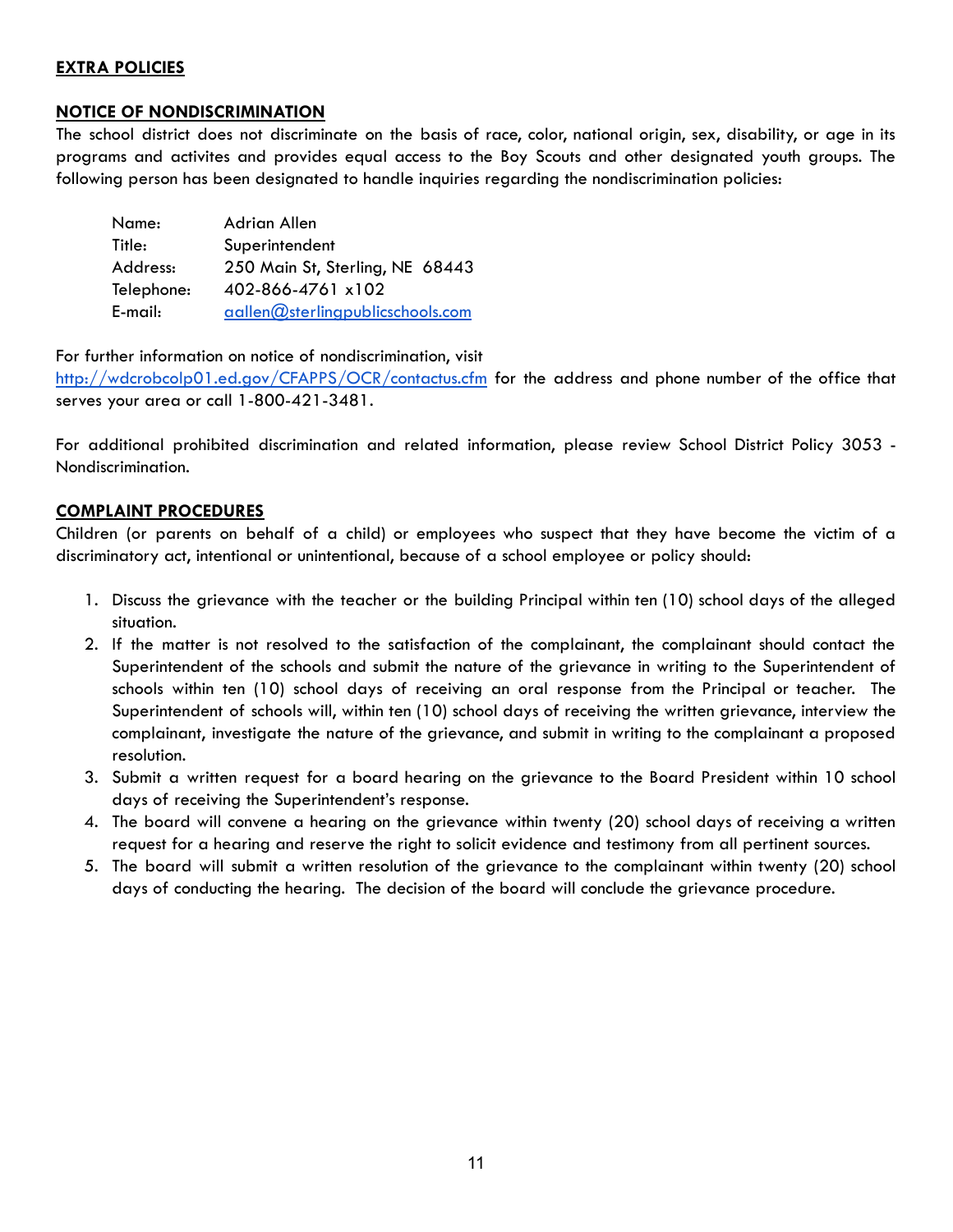## EXTRA POLICIES

## NOTICE OF NONDISCRIMINATION

The school district does not discriminate on the basis of race, color, national origin, sex, disability, or age in its programs and activites and provides equal access to the Boy Scouts and other designated youth groups. The following person has been designated to handle inquiries regarding the nondiscrimination policies:

| | |
|---|---|
| Name: | Adrian Allen |
| Title: | Superintendent |
| Address: | 250 Main St, Sterling, NE 68443 |
| Telephone: | 402-866-4761 x102 |
| E-mail: | aallen@sterlingpublicschools.com |

For further information on notice of nondiscrimination, visit http://wdcrobcolp01.ed.gov/CFAPPS/OCR/contactus.cfm for the address and phone number of the office that serves your area or call 1-800-421-3481.

For additional prohibited discrimination and related information, please review School District Policy 3053 - Nondiscrimination.

## COMPLAINT PROCEDURES

Children (or parents on behalf of a child) or employees who suspect that they have become the victim of a discriminatory act, intentional or unintentional, because of a school employee or policy should:

1. Discuss the grievance with the teacher or the building Principal within ten (10) school days of the alleged situation.
2. If the matter is not resolved to the satisfaction of the complainant, the complainant should contact the Superintendent of the schools and submit the nature of the grievance in writing to the Superintendent of schools within ten (10) school days of receiving an oral response from the Principal or teacher. The Superintendent of schools will, within ten (10) school days of receiving the written grievance, interview the complainant, investigate the nature of the grievance, and submit in writing to the complainant a proposed resolution.
3. Submit a written request for a board hearing on the grievance to the Board President within 10 school days of receiving the Superintendent's response.
4. The board will convene a hearing on the grievance within twenty (20) school days of receiving a written request for a hearing and reserve the right to solicit evidence and testimony from all pertinent sources.
5. The board will submit a written resolution of the grievance to the complainant within twenty (20) school days of conducting the hearing. The decision of the board will conclude the grievance procedure.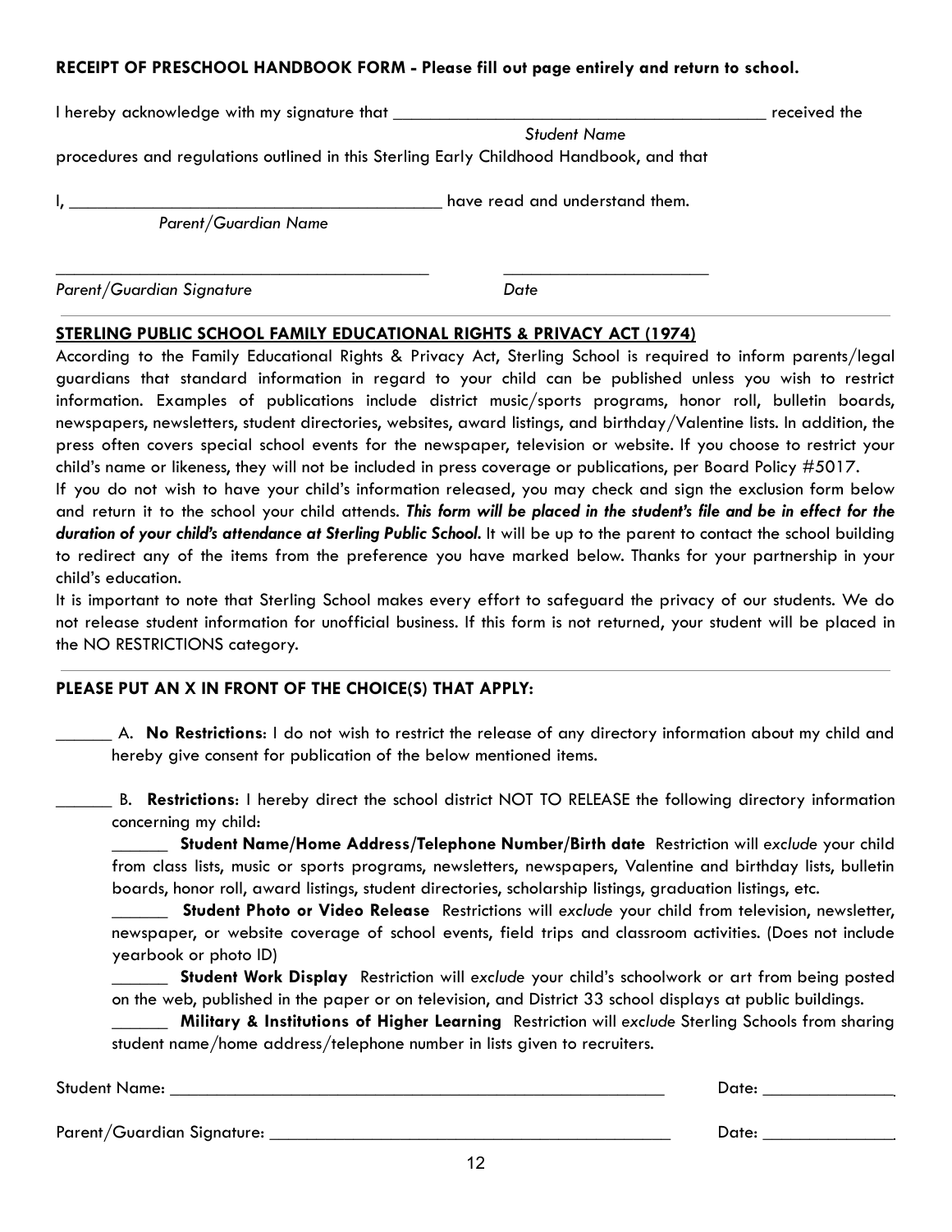**RECEIPT OF PRESCHOOL HANDBOOK FORM - Please fill out page entirely and return to school.**

I hereby acknowledge with my signature that ________________________________________ received the
*Student Name*

procedures and regulations outlined in this Sterling Early Childhood Handbook, and that

I, ________________________________________ have read and understand them.
*Parent/Guardian Name*

________________________________________ ______________________

*Parent/Guardian Signature* *Date*

---

**STERLING PUBLIC SCHOOL FAMILY EDUCATIONAL RIGHTS & PRIVACY ACT (1974)**

According to the Family Educational Rights & Privacy Act, Sterling School is required to inform parents/legal guardians that standard information in regard to your child can be published unless you wish to restrict information. Examples of publications include district music/sports programs, honor roll, bulletin boards, newspapers, newsletters, student directories, websites, award listings, and birthday/Valentine lists. In addition, the press often covers special school events for the newspaper, television or website. If you choose to restrict your child's name or likeness, they will not be included in press coverage or publications, per Board Policy #5017.

If you do not wish to have your child's information released, you may check and sign the exclusion form below and return it to the school your child attends. ***This form will be placed in the student's file and be in effect for the duration of your child's attendance at Sterling Public School.*** It will be up to the parent to contact the school building to redirect any of the items from the preference you have marked below. Thanks for your partnership in your child's education.

It is important to note that Sterling School makes every effort to safeguard the privacy of our students. We do not release student information for unofficial business. If this form is not returned, your student will be placed in the NO RESTRICTIONS category.

---

**PLEASE PUT AN X IN FRONT OF THE CHOICE(S) THAT APPLY:**

______ A. **No Restrictions**: I do not wish to restrict the release of any directory information about my child and hereby give consent for publication of the below mentioned items.

______ B. **Restrictions**: I hereby direct the school district NOT TO RELEASE the following directory information concerning my child:

______ **Student Name/Home Address/Telephone Number/Birth date** Restriction will *exclude* your child from class lists, music or sports programs, newsletters, newspapers, Valentine and birthday lists, bulletin boards, honor roll, award listings, student directories, scholarship listings, graduation listings, etc.

______ **Student Photo or Video Release** Restrictions will *exclude* your child from television, newsletter, newspaper, or website coverage of school events, field trips and classroom activities. (Does not include yearbook or photo ID)

______ **Student Work Display** Restriction will *exclude* your child's schoolwork or art from being posted on the web, published in the paper or on television, and District 33 school displays at public buildings.

______ **Military & Institutions of Higher Learning** Restriction will *exclude* Sterling Schools from sharing student name/home address/telephone number in lists given to recruiters.

Student Name: ________________________________________________________ Date: ______________

Parent/Guardian Signature: ____________________________________________ Date: ______________